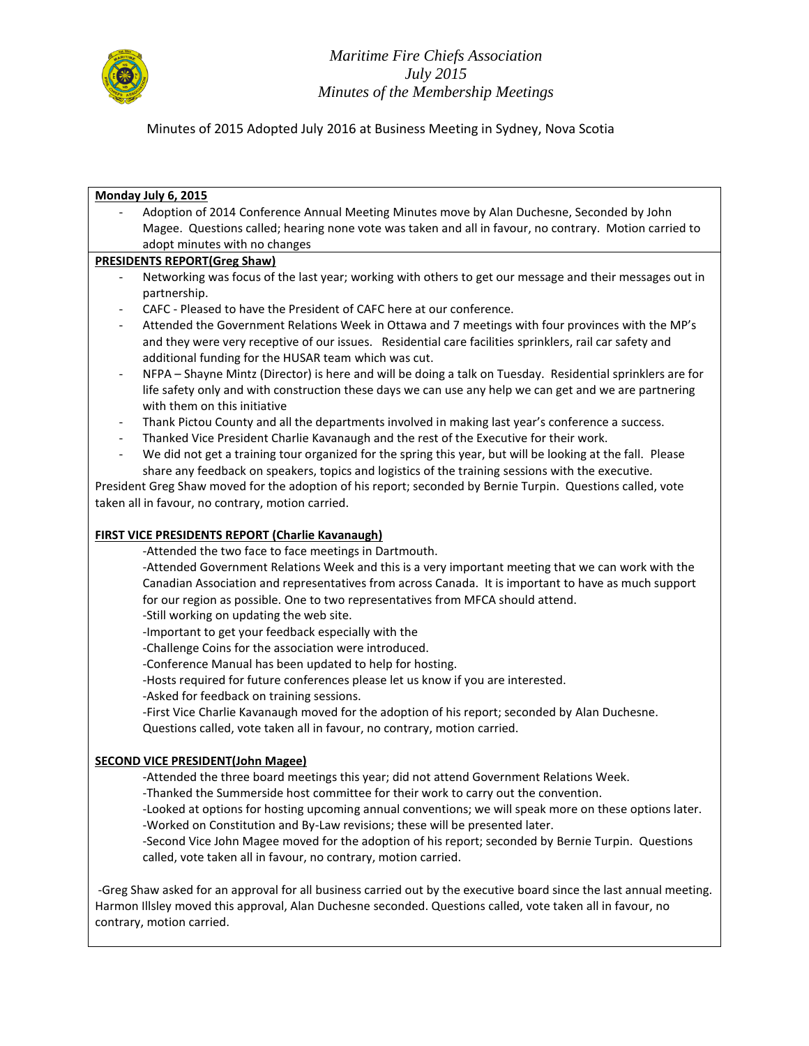*Maritime Fire Chiefs Association*
*July 2015*
*Minutes of the Membership Meetings*

Minutes of 2015 Adopted July 2016 at Business Meeting in Sydney, Nova Scotia

**Monday July 6, 2015**

- Adoption of 2014 Conference Annual Meeting Minutes move by Alan Duchesne, Seconded by John Magee. Questions called; hearing none vote was taken and all in favour, no contrary. Motion carried to adopt minutes with no changes

**PRESIDENTS REPORT(Greg Shaw)**

- Networking was focus of the last year; working with others to get our message and their messages out in partnership.
- CAFC - Pleased to have the President of CAFC here at our conference.
- Attended the Government Relations Week in Ottawa and 7 meetings with four provinces with the MP's and they were very receptive of our issues. Residential care facilities sprinklers, rail car safety and additional funding for the HUSAR team which was cut.
- NFPA – Shayne Mintz (Director) is here and will be doing a talk on Tuesday. Residential sprinklers are for life safety only and with construction these days we can use any help we can get and we are partnering with them on this initiative
- Thank Pictou County and all the departments involved in making last year's conference a success.
- Thanked Vice President Charlie Kavanaugh and the rest of the Executive for their work.
- We did not get a training tour organized for the spring this year, but will be looking at the fall. Please share any feedback on speakers, topics and logistics of the training sessions with the executive.

President Greg Shaw moved for the adoption of his report; seconded by Bernie Turpin. Questions called, vote taken all in favour, no contrary, motion carried.

**FIRST VICE PRESIDENTS REPORT (Charlie Kavanaugh)**

-Attended the two face to face meetings in Dartmouth.
-Attended Government Relations Week and this is a very important meeting that we can work with the Canadian Association and representatives from across Canada. It is important to have as much support for our region as possible. One to two representatives from MFCA should attend.
-Still working on updating the web site.
-Important to get your feedback especially with the
-Challenge Coins for the association were introduced.
-Conference Manual has been updated to help for hosting.
-Hosts required for future conferences please let us know if you are interested.
-Asked for feedback on training sessions.
-First Vice Charlie Kavanaugh moved for the adoption of his report; seconded by Alan Duchesne. Questions called, vote taken all in favour, no contrary, motion carried.

**SECOND VICE PRESIDENT(John Magee)**

-Attended the three board meetings this year; did not attend Government Relations Week.
-Thanked the Summerside host committee for their work to carry out the convention.
-Looked at options for hosting upcoming annual conventions; we will speak more on these options later.
-Worked on Constitution and By-Law revisions; these will be presented later.
-Second Vice John Magee moved for the adoption of his report; seconded by Bernie Turpin. Questions called, vote taken all in favour, no contrary, motion carried.

-Greg Shaw asked for an approval for all business carried out by the executive board since the last annual meeting. Harmon Illsley moved this approval, Alan Duchesne seconded. Questions called, vote taken all in favour, no contrary, motion carried.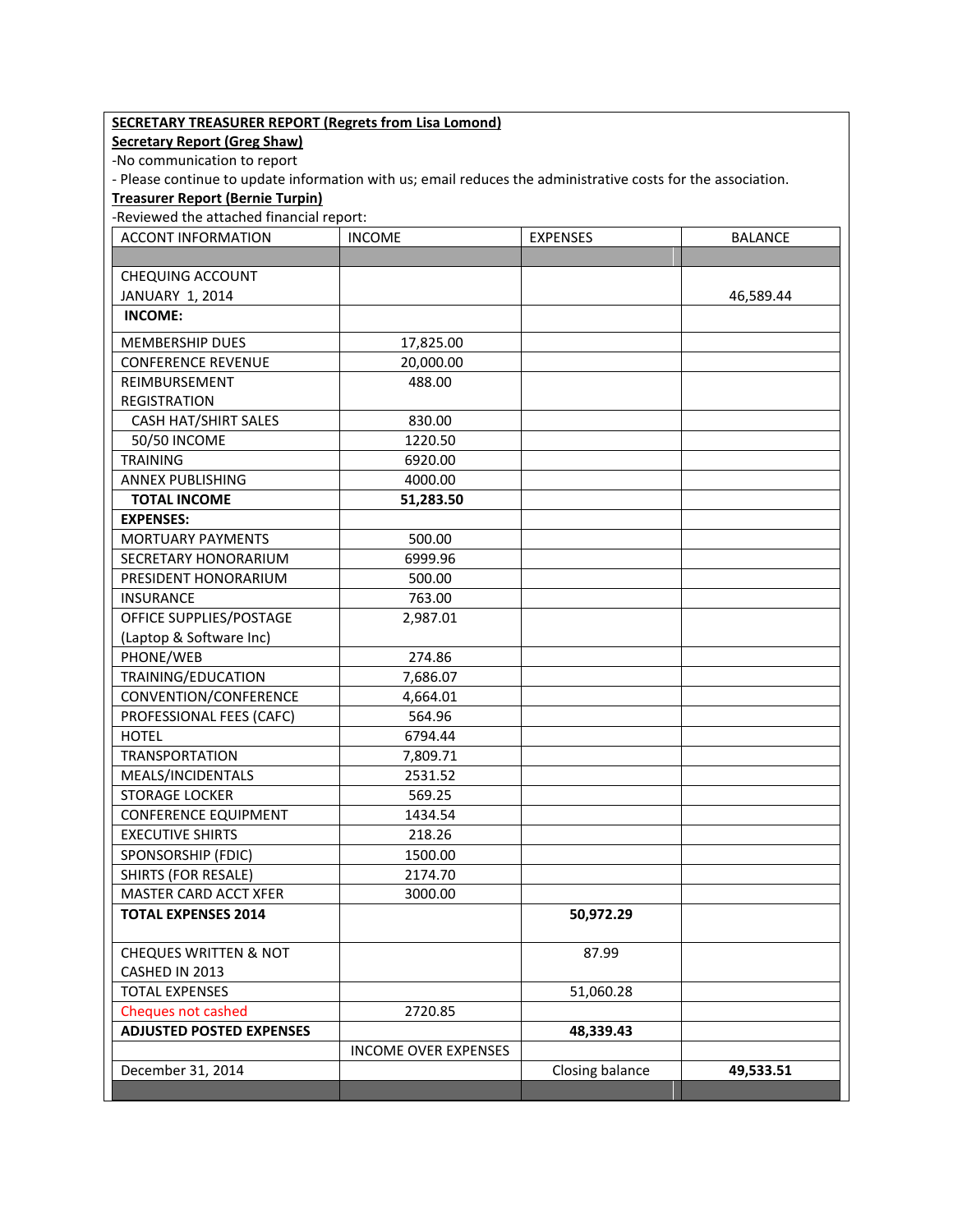**SECRETARY TREASURER REPORT (Regrets from Lisa Lomond)**

**Secretary Report (Greg Shaw)**

-No communication to report

- Please continue to update information with us; email reduces the administrative costs for the association.

**Treasurer Report (Bernie Turpin)**

-Reviewed the attached financial report:

| ACCONT INFORMATION | INCOME | EXPENSES | BALANCE |
|---|---|---|---|
| | | | |
| CHEQUING ACCOUNT JANUARY 1, 2014 | | | 46,589.44 |
| **INCOME:** | | | |
| MEMBERSHIP DUES | 17,825.00 | | |
| CONFERENCE REVENUE | 20,000.00 | | |
| REIMBURSEMENT REGISTRATION | 488.00 | | |
| CASH HAT/SHIRT SALES | 830.00 | | |
| 50/50 INCOME | 1220.50 | | |
| TRAINING | 6920.00 | | |
| ANNEX PUBLISHING | 4000.00 | | |
| **TOTAL INCOME** | **51,283.50** | | |
| **EXPENSES:** | | | |
| MORTUARY PAYMENTS | 500.00 | | |
| SECRETARY HONORARIUM | 6999.96 | | |
| PRESIDENT HONORARIUM | 500.00 | | |
| INSURANCE | 763.00 | | |
| OFFICE SUPPLIES/POSTAGE (Laptop & Software Inc) | 2,987.01 | | |
| PHONE/WEB | 274.86 | | |
| TRAINING/EDUCATION | 7,686.07 | | |
| CONVENTION/CONFERENCE | 4,664.01 | | |
| PROFESSIONAL FEES (CAFC) | 564.96 | | |
| HOTEL | 6794.44 | | |
| TRANSPORTATION | 7,809.71 | | |
| MEALS/INCIDENTALS | 2531.52 | | |
| STORAGE LOCKER | 569.25 | | |
| CONFERENCE EQUIPMENT | 1434.54 | | |
| EXECUTIVE SHIRTS | 218.26 | | |
| SPONSORSHIP (FDIC) | 1500.00 | | |
| SHIRTS (FOR RESALE) | 2174.70 | | |
| MASTER CARD ACCT XFER | 3000.00 | | |
| **TOTAL EXPENSES 2014** | | **50,972.29** | |
| CHEQUES WRITTEN & NOT CASHED IN 2013 | | 87.99 | |
| TOTAL EXPENSES | | 51,060.28 | |
| Cheques not cashed | 2720.85 | | |
| **ADJUSTED POSTED EXPENSES** | | **48,339.43** | |
| | INCOME OVER EXPENSES | | |
| December 31, 2014 | | Closing balance | **49,533.51** |
| | | | |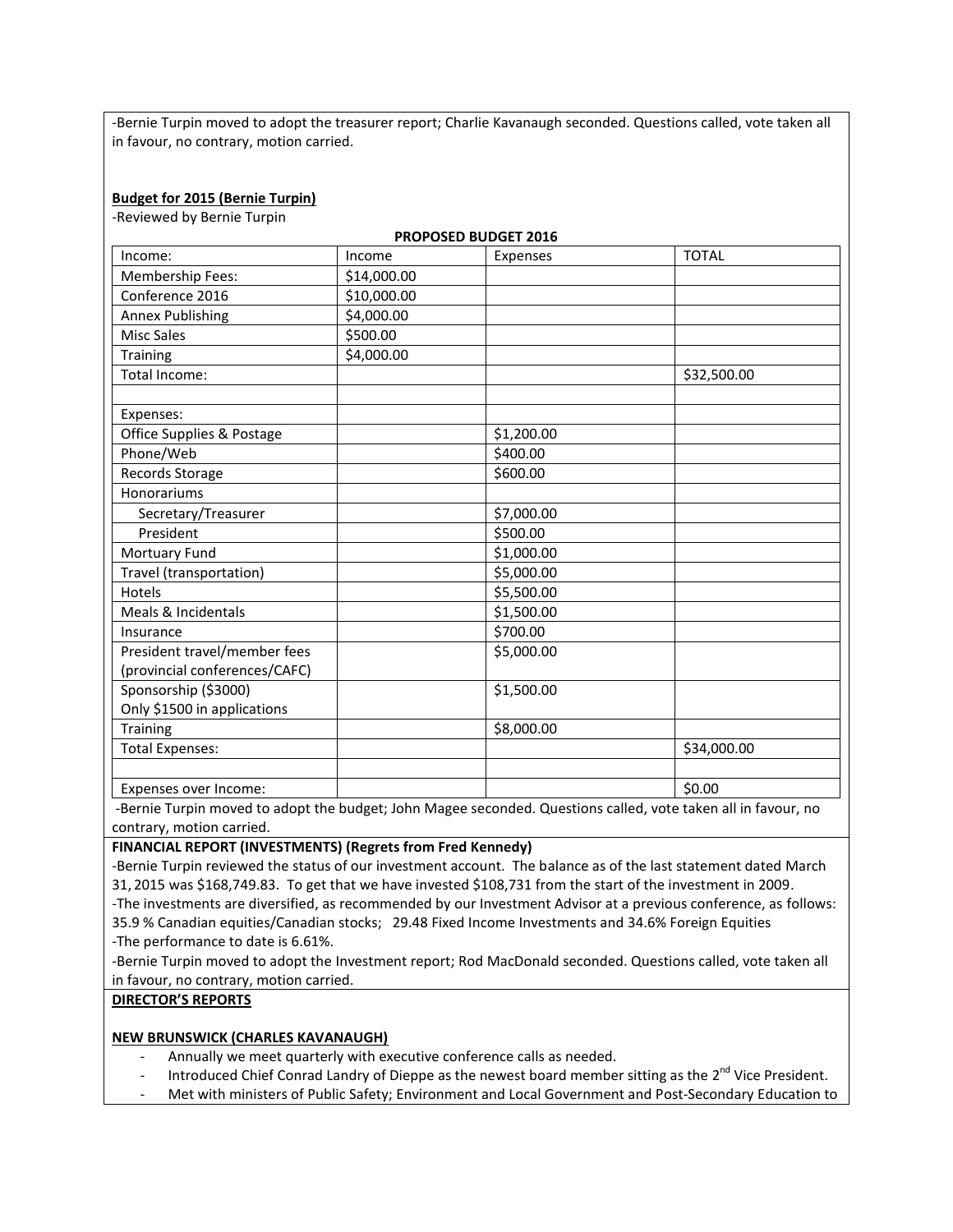-Bernie Turpin moved to adopt the treasurer report; Charlie Kavanaugh seconded. Questions called, vote taken all in favour, no contrary, motion carried.

**Budget for 2015 (Bernie Turpin)**

-Reviewed by Bernie Turpin

**PROPOSED BUDGET 2016**

| Income: | Income | Expenses | TOTAL |
|---|---|---|---|
| Membership Fees: | $14,000.00 | | |
| Conference 2016 | $10,000.00 | | |
| Annex Publishing | $4,000.00 | | |
| Misc Sales | $500.00 | | |
| Training | $4,000.00 | | |
| Total Income: | | | $32,500.00 |
| | | | |
| Expenses: | | | |
| Office Supplies & Postage | | $1,200.00 | |
| Phone/Web | | $400.00 | |
| Records Storage | | $600.00 | |
| Honorariums | | | |
| Secretary/Treasurer | | $7,000.00 | |
| President | | $500.00 | |
| Mortuary Fund | | $1,000.00 | |
| Travel (transportation) | | $5,000.00 | |
| Hotels | | $5,500.00 | |
| Meals & Incidentals | | $1,500.00 | |
| Insurance | | $700.00 | |
| President travel/member fees (provincial conferences/CAFC) | | $5,000.00 | |
| Sponsorship ($3000) Only $1500 in applications | | $1,500.00 | |
| Training | | $8,000.00 | |
| Total Expenses: | | | $34,000.00 |
| | | | |
| Expenses over Income: | | | $0.00 |

-Bernie Turpin moved to adopt the budget; John Magee seconded. Questions called, vote taken all in favour, no contrary, motion carried.

**FINANCIAL REPORT (INVESTMENTS) (Regrets from Fred Kennedy)**

-Bernie Turpin reviewed the status of our investment account. The balance as of the last statement dated March 31, 2015 was $168,749.83. To get that we have invested $108,731 from the start of the investment in 2009.

-The investments are diversified, as recommended by our Investment Advisor at a previous conference, as follows: 35.9 % Canadian equities/Canadian stocks; 29.48 Fixed Income Investments and 34.6% Foreign Equities

-The performance to date is 6.61%.

-Bernie Turpin moved to adopt the Investment report; Rod MacDonald seconded. Questions called, vote taken all in favour, no contrary, motion carried.

**DIRECTOR'S REPORTS**

**NEW BRUNSWICK (CHARLES KAVANAUGH)**

- Annually we meet quarterly with executive conference calls as needed.
- Introduced Chief Conrad Landry of Dieppe as the newest board member sitting as the 2nd Vice President.
- Met with ministers of Public Safety; Environment and Local Government and Post-Secondary Education to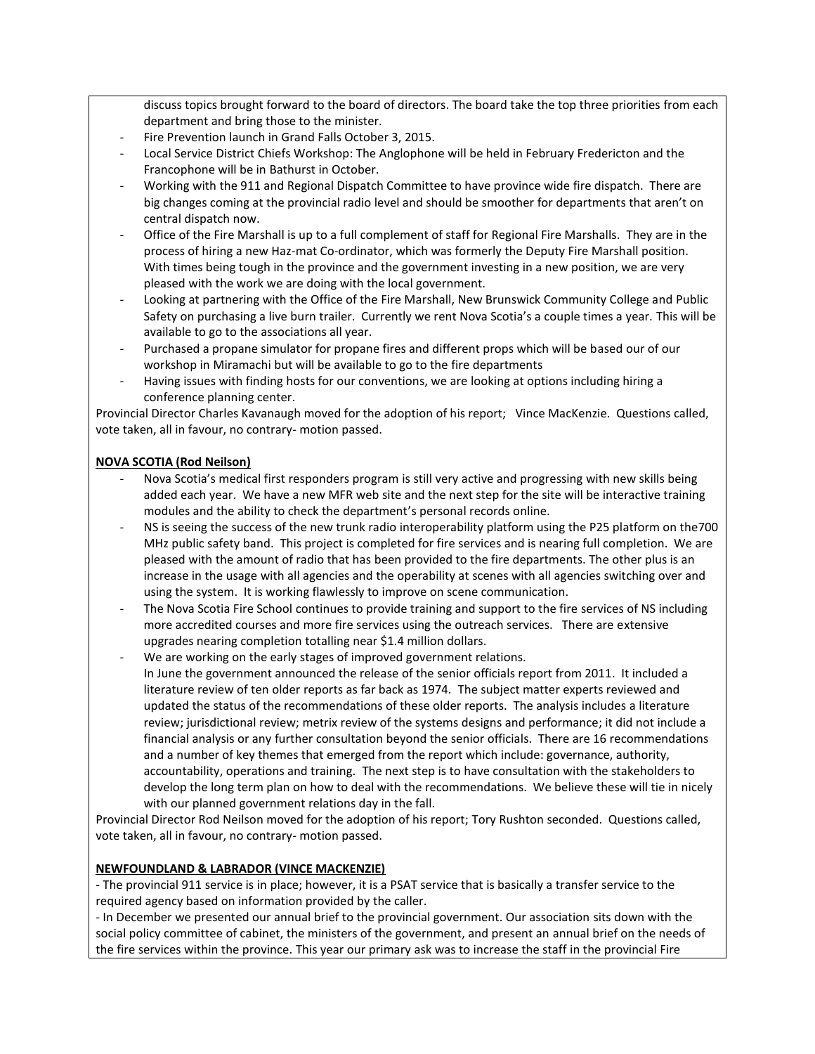discuss topics brought forward to the board of directors. The board take the top three priorities from each department and bring those to the minister.

- Fire Prevention launch in Grand Falls October 3, 2015.
- Local Service District Chiefs Workshop: The Anglophone will be held in February Fredericton and the Francophone will be in Bathurst in October.
- Working with the 911 and Regional Dispatch Committee to have province wide fire dispatch. There are big changes coming at the provincial radio level and should be smoother for departments that aren't on central dispatch now.
- Office of the Fire Marshall is up to a full complement of staff for Regional Fire Marshalls. They are in the process of hiring a new Haz-mat Co-ordinator, which was formerly the Deputy Fire Marshall position. With times being tough in the province and the government investing in a new position, we are very pleased with the work we are doing with the local government.
- Looking at partnering with the Office of the Fire Marshall, New Brunswick Community College and Public Safety on purchasing a live burn trailer. Currently we rent Nova Scotia's a couple times a year. This will be available to go to the associations all year.
- Purchased a propane simulator for propane fires and different props which will be based our of our workshop in Miramachi but will be available to go to the fire departments
- Having issues with finding hosts for our conventions, we are looking at options including hiring a conference planning center.

Provincial Director Charles Kavanaugh moved for the adoption of his report; Vince MacKenzie. Questions called, vote taken, all in favour, no contrary- motion passed.

**NOVA SCOTIA (Rod Neilson)**

- Nova Scotia's medical first responders program is still very active and progressing with new skills being added each year. We have a new MFR web site and the next step for the site will be interactive training modules and the ability to check the department's personal records online.
- NS is seeing the success of the new trunk radio interoperability platform using the P25 platform on the700 MHz public safety band. This project is completed for fire services and is nearing full completion. We are pleased with the amount of radio that has been provided to the fire departments. The other plus is an increase in the usage with all agencies and the operability at scenes with all agencies switching over and using the system. It is working flawlessly to improve on scene communication.
- The Nova Scotia Fire School continues to provide training and support to the fire services of NS including more accredited courses and more fire services using the outreach services. There are extensive upgrades nearing completion totalling near $1.4 million dollars.
- We are working on the early stages of improved government relations.
  In June the government announced the release of the senior officials report from 2011. It included a literature review of ten older reports as far back as 1974. The subject matter experts reviewed and updated the status of the recommendations of these older reports. The analysis includes a literature review; jurisdictional review; metrix review of the systems designs and performance; it did not include a financial analysis or any further consultation beyond the senior officials. There are 16 recommendations and a number of key themes that emerged from the report which include: governance, authority, accountability, operations and training. The next step is to have consultation with the stakeholders to develop the long term plan on how to deal with the recommendations. We believe these will tie in nicely with our planned government relations day in the fall.

Provincial Director Rod Neilson moved for the adoption of his report; Tory Rushton seconded. Questions called, vote taken, all in favour, no contrary- motion passed.

**NEWFOUNDLAND & LABRADOR (VINCE MACKENZIE)**

- The provincial 911 service is in place; however, it is a PSAT service that is basically a transfer service to the required agency based on information provided by the caller.
- In December we presented our annual brief to the provincial government. Our association sits down with the social policy committee of cabinet, the ministers of the government, and present an annual brief on the needs of the fire services within the province. This year our primary ask was to increase the staff in the provincial Fire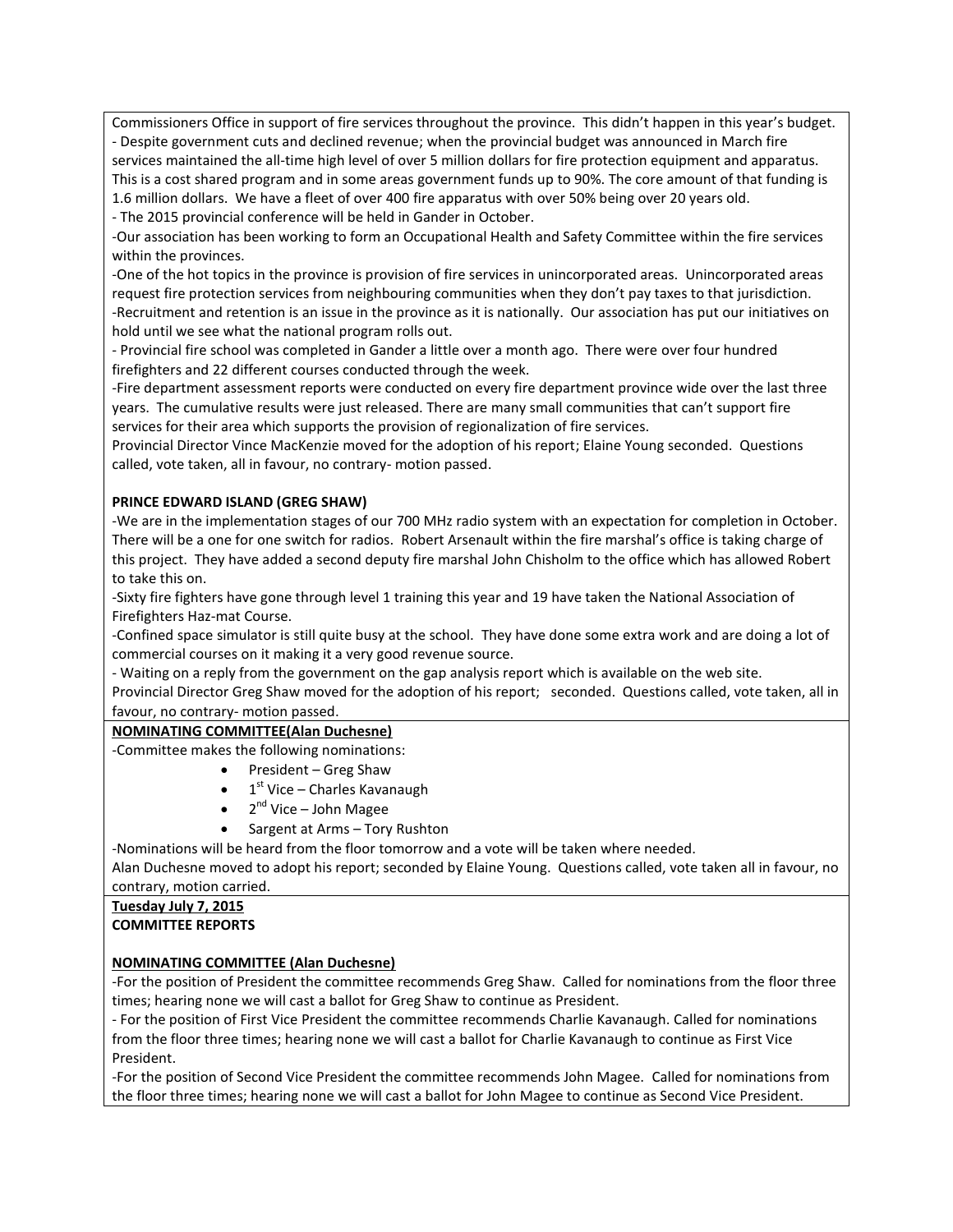Commissioners Office in support of fire services throughout the province. This didn't happen in this year's budget.

- Despite government cuts and declined revenue; when the provincial budget was announced in March fire services maintained the all-time high level of over 5 million dollars for fire protection equipment and apparatus. This is a cost shared program and in some areas government funds up to 90%. The core amount of that funding is 1.6 million dollars. We have a fleet of over 400 fire apparatus with over 50% being over 20 years old.
- The 2015 provincial conference will be held in Gander in October.
- Our association has been working to form an Occupational Health and Safety Committee within the fire services within the provinces.
- One of the hot topics in the province is provision of fire services in unincorporated areas. Unincorporated areas request fire protection services from neighbouring communities when they don't pay taxes to that jurisdiction.
- Recruitment and retention is an issue in the province as it is nationally. Our association has put our initiatives on hold until we see what the national program rolls out.
- Provincial fire school was completed in Gander a little over a month ago. There were over four hundred firefighters and 22 different courses conducted through the week.
- Fire department assessment reports were conducted on every fire department province wide over the last three years. The cumulative results were just released. There are many small communities that can't support fire services for their area which supports the provision of regionalization of fire services.

Provincial Director Vince MacKenzie moved for the adoption of his report; Elaine Young seconded. Questions called, vote taken, all in favour, no contrary- motion passed.

**PRINCE EDWARD ISLAND (GREG SHAW)**

- We are in the implementation stages of our 700 MHz radio system with an expectation for completion in October. There will be a one for one switch for radios. Robert Arsenault within the fire marshal's office is taking charge of this project. They have added a second deputy fire marshal John Chisholm to the office which has allowed Robert to take this on.
- Sixty fire fighters have gone through level 1 training this year and 19 have taken the National Association of Firefighters Haz-mat Course.
- Confined space simulator is still quite busy at the school. They have done some extra work and are doing a lot of commercial courses on it making it a very good revenue source.
- Waiting on a reply from the government on the gap analysis report which is available on the web site.

Provincial Director Greg Shaw moved for the adoption of his report; seconded. Questions called, vote taken, all in favour, no contrary- motion passed.

**NOMINATING COMMITTEE(Alan Duchesne)**

-Committee makes the following nominations:

- President – Greg Shaw
- 1st Vice – Charles Kavanaugh
- 2nd Vice – John Magee
- Sargent at Arms – Tory Rushton

-Nominations will be heard from the floor tomorrow and a vote will be taken where needed.

Alan Duchesne moved to adopt his report; seconded by Elaine Young. Questions called, vote taken all in favour, no contrary, motion carried.

**Tuesday July 7, 2015**

**COMMITTEE REPORTS**

**NOMINATING COMMITTEE (Alan Duchesne)**

- For the position of President the committee recommends Greg Shaw. Called for nominations from the floor three times; hearing none we will cast a ballot for Greg Shaw to continue as President.
- For the position of First Vice President the committee recommends Charlie Kavanaugh. Called for nominations from the floor three times; hearing none we will cast a ballot for Charlie Kavanaugh to continue as First Vice President.
- For the position of Second Vice President the committee recommends John Magee. Called for nominations from the floor three times; hearing none we will cast a ballot for John Magee to continue as Second Vice President.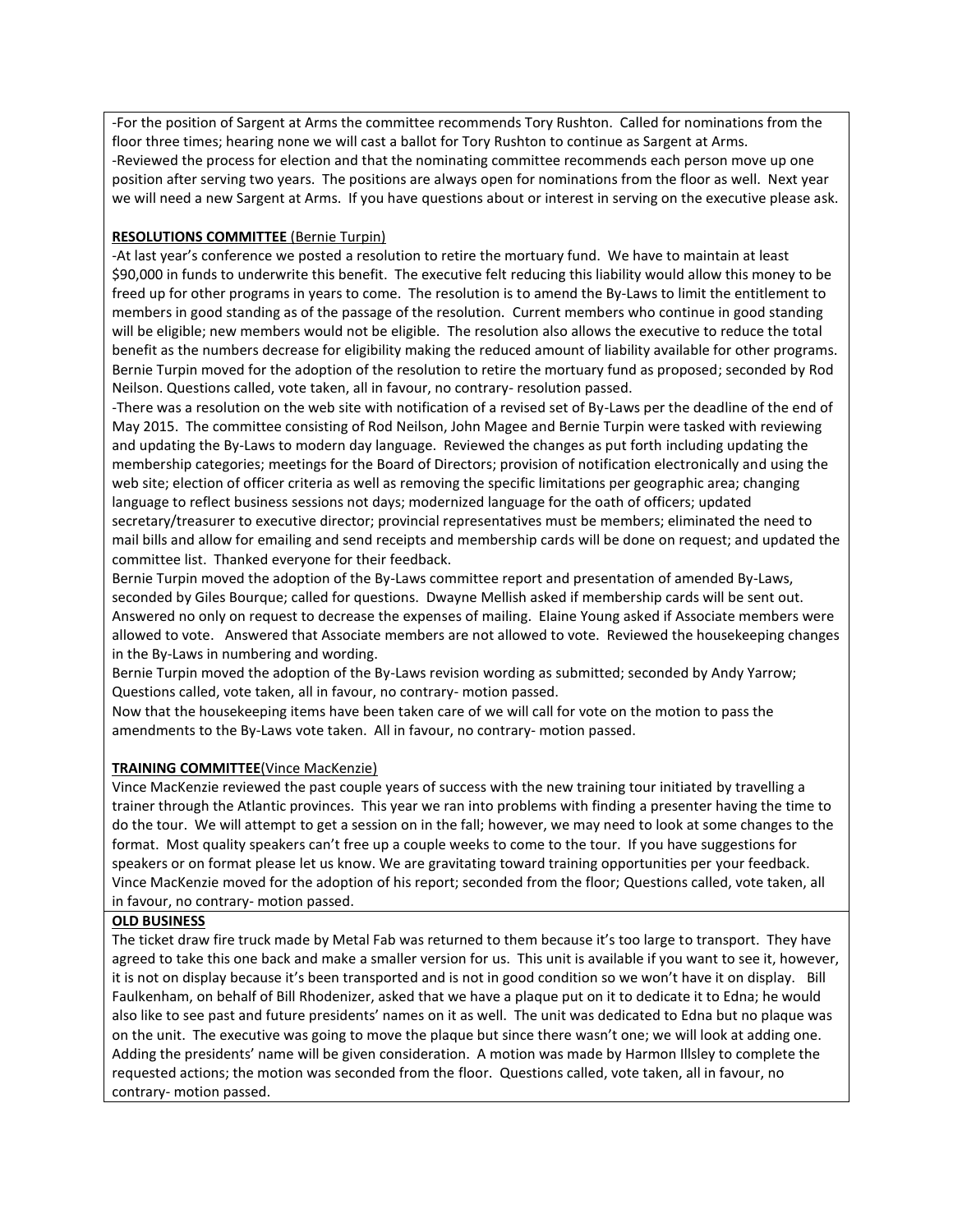-For the position of Sargent at Arms the committee recommends Tory Rushton. Called for nominations from the floor three times; hearing none we will cast a ballot for Tory Rushton to continue as Sargent at Arms.
-Reviewed the process for election and that the nominating committee recommends each person move up one position after serving two years. The positions are always open for nominations from the floor as well. Next year we will need a new Sargent at Arms. If you have questions about or interest in serving on the executive please ask.

**RESOLUTIONS COMMITTEE** (Bernie Turpin)

-At last year's conference we posted a resolution to retire the mortuary fund. We have to maintain at least $90,000 in funds to underwrite this benefit. The executive felt reducing this liability would allow this money to be freed up for other programs in years to come. The resolution is to amend the By-Laws to limit the entitlement to members in good standing as of the passage of the resolution. Current members who continue in good standing will be eligible; new members would not be eligible. The resolution also allows the executive to reduce the total benefit as the numbers decrease for eligibility making the reduced amount of liability available for other programs. Bernie Turpin moved for the adoption of the resolution to retire the mortuary fund as proposed; seconded by Rod Neilson. Questions called, vote taken, all in favour, no contrary- resolution passed.
-There was a resolution on the web site with notification of a revised set of By-Laws per the deadline of the end of May 2015. The committee consisting of Rod Neilson, John Magee and Bernie Turpin were tasked with reviewing and updating the By-Laws to modern day language. Reviewed the changes as put forth including updating the membership categories; meetings for the Board of Directors; provision of notification electronically and using the web site; election of officer criteria as well as removing the specific limitations per geographic area; changing language to reflect business sessions not days; modernized language for the oath of officers; updated secretary/treasurer to executive director; provincial representatives must be members; eliminated the need to mail bills and allow for emailing and send receipts and membership cards will be done on request; and updated the committee list. Thanked everyone for their feedback.
Bernie Turpin moved the adoption of the By-Laws committee report and presentation of amended By-Laws, seconded by Giles Bourque; called for questions. Dwayne Mellish asked if membership cards will be sent out. Answered no only on request to decrease the expenses of mailing. Elaine Young asked if Associate members were allowed to vote. Answered that Associate members are not allowed to vote. Reviewed the housekeeping changes in the By-Laws in numbering and wording.
Bernie Turpin moved the adoption of the By-Laws revision wording as submitted; seconded by Andy Yarrow; Questions called, vote taken, all in favour, no contrary- motion passed.
Now that the housekeeping items have been taken care of we will call for vote on the motion to pass the amendments to the By-Laws vote taken. All in favour, no contrary- motion passed.

**TRAINING COMMITTEE**(Vince MacKenzie)

Vince MacKenzie reviewed the past couple years of success with the new training tour initiated by travelling a trainer through the Atlantic provinces. This year we ran into problems with finding a presenter having the time to do the tour. We will attempt to get a session on in the fall; however, we may need to look at some changes to the format. Most quality speakers can't free up a couple weeks to come to the tour. If you have suggestions for speakers or on format please let us know. We are gravitating toward training opportunities per your feedback. Vince MacKenzie moved for the adoption of his report; seconded from the floor; Questions called, vote taken, all in favour, no contrary- motion passed.

**OLD BUSINESS**

The ticket draw fire truck made by Metal Fab was returned to them because it's too large to transport. They have agreed to take this one back and make a smaller version for us. This unit is available if you want to see it, however, it is not on display because it's been transported and is not in good condition so we won't have it on display. Bill Faulkenham, on behalf of Bill Rhodenizer, asked that we have a plaque put on it to dedicate it to Edna; he would also like to see past and future presidents' names on it as well. The unit was dedicated to Edna but no plaque was on the unit. The executive was going to move the plaque but since there wasn't one; we will look at adding one. Adding the presidents' name will be given consideration. A motion was made by Harmon Illsley to complete the requested actions; the motion was seconded from the floor. Questions called, vote taken, all in favour, no contrary- motion passed.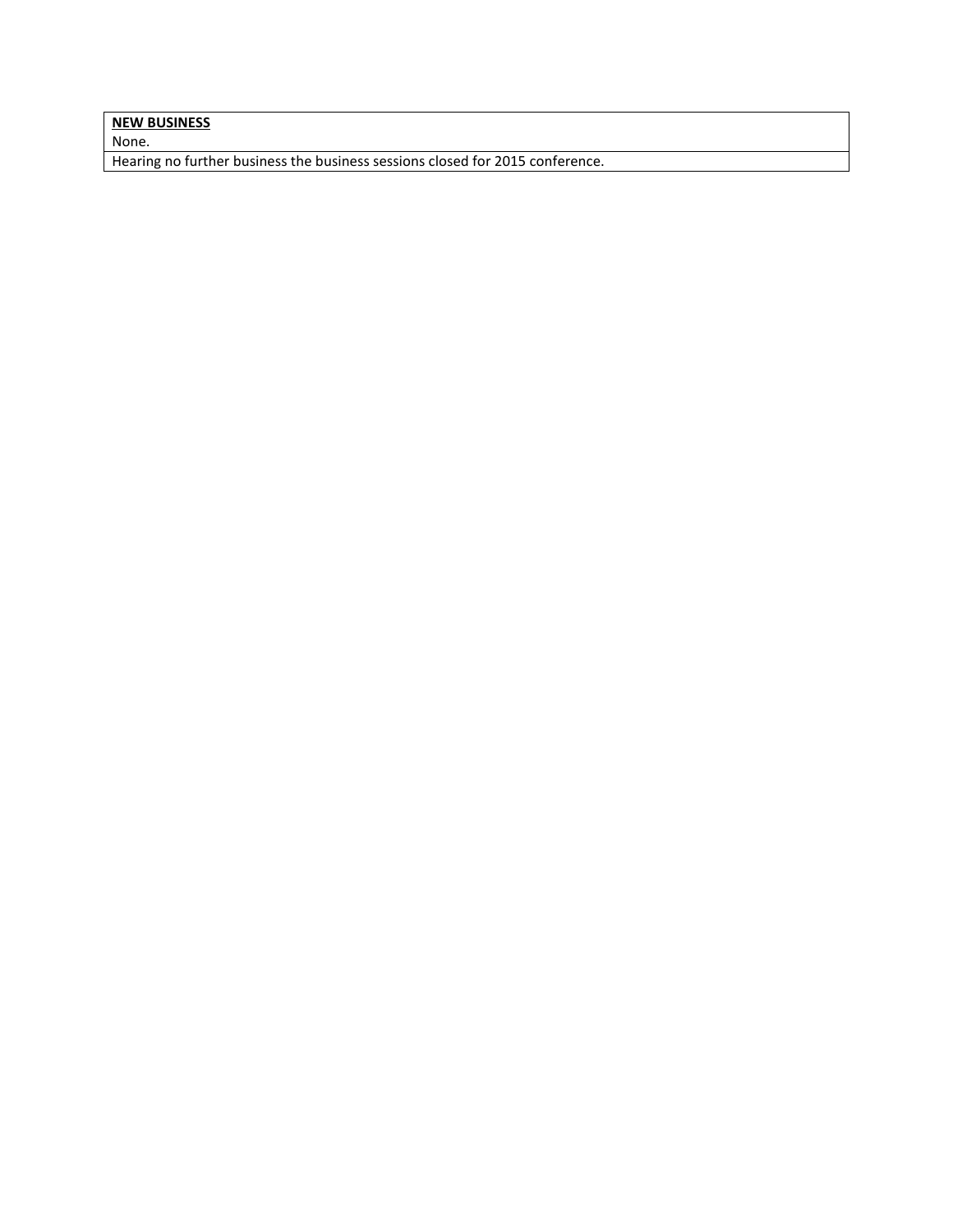| **NEW BUSINESS** |
| --- |
| None. |
| Hearing no further business the business sessions closed for 2015 conference. |